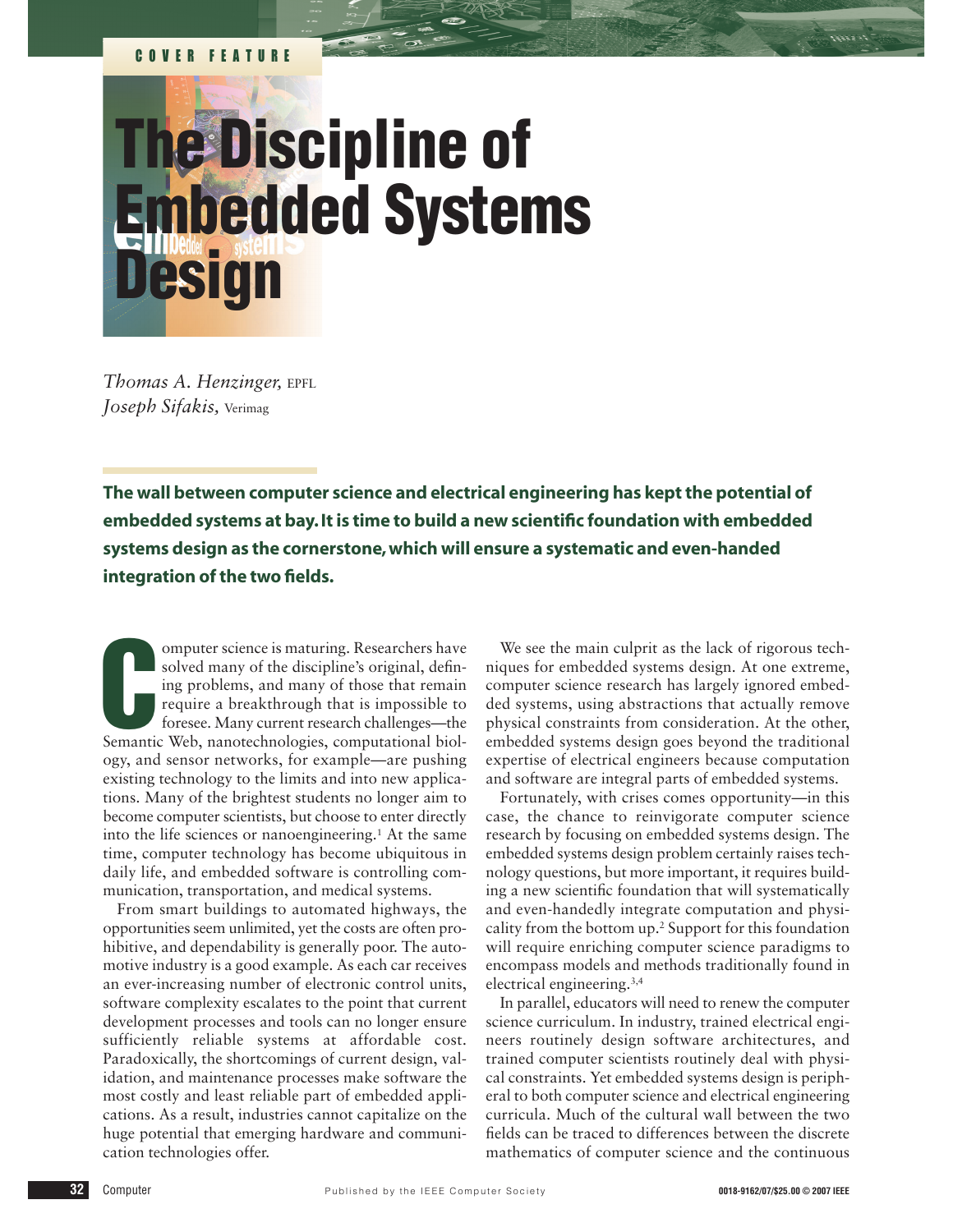COVER FEATURE

# The Discipline of Embedded Systems Design

*Thomas A. Henzinger,* EPFL
*Joseph Sifakis,* Verimag

**The wall between computer science and electrical engineering has kept the potential of embedded systems at bay. It is time to build a new scientific foundation with embedded systems design as the cornerstone, which will ensure a systematic and even-handed integration of the two fields.**

Computer science is maturing. Researchers have solved many of the discipline's original, defining problems, and many of those that remain require a breakthrough that is impossible to foresee. Many current research challenges—the Semantic Web, nanotechnologies, computational biology, and sensor networks, for example—are pushing existing technology to the limits and into new applications. Many of the brightest students no longer aim to become computer scientists, but choose to enter directly into the life sciences or nanoengineering.[1] At the same time, computer technology has become ubiquitous in daily life, and embedded software is controlling communication, transportation, and medical systems.

From smart buildings to automated highways, the opportunities seem unlimited, yet the costs are often prohibitive, and dependability is generally poor. The automotive industry is a good example. As each car receives an ever-increasing number of electronic control units, software complexity escalates to the point that current development processes and tools can no longer ensure sufficiently reliable systems at affordable cost. Paradoxically, the shortcomings of current design, validation, and maintenance processes make software the most costly and least reliable part of embedded applications. As a result, industries cannot capitalize on the huge potential that emerging hardware and communication technologies offer.

We see the main culprit as the lack of rigorous techniques for embedded systems design. At one extreme, computer science research has largely ignored embedded systems, using abstractions that actually remove physical constraints from consideration. At the other, embedded systems design goes beyond the traditional expertise of electrical engineers because computation and software are integral parts of embedded systems.

Fortunately, with crises comes opportunity—in this case, the chance to reinvigorate computer science research by focusing on embedded systems design. The embedded systems design problem certainly raises technology questions, but more important, it requires building a new scientific foundation that will systematically and even-handedly integrate computation and physicality from the bottom up.[2] Support for this foundation will require enriching computer science paradigms to encompass models and methods traditionally found in electrical engineering.[3,4]

In parallel, educators will need to renew the computer science curriculum. In industry, trained electrical engineers routinely design software architectures, and trained computer scientists routinely deal with physical constraints. Yet embedded systems design is peripheral to both computer science and electrical engineering curricula. Much of the cultural wall between the two fields can be traced to differences between the discrete mathematics of computer science and the continuous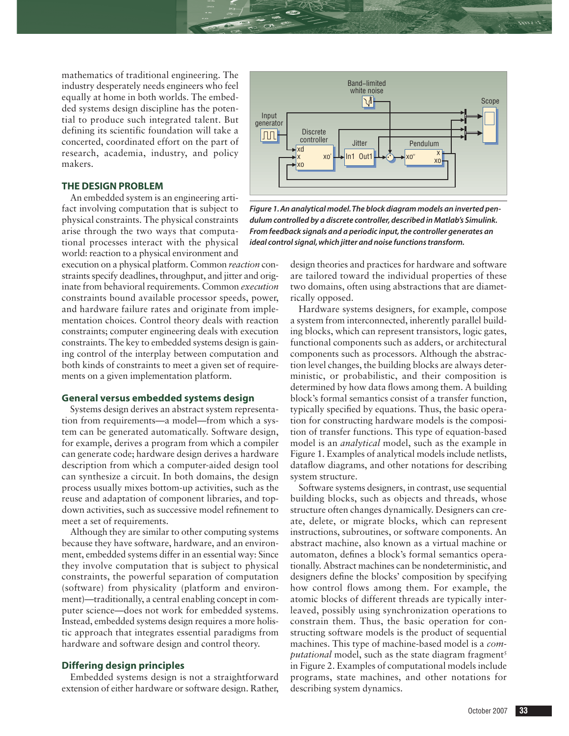mathematics of traditional engineering. The industry desperately needs engineers who feel equally at home in both worlds. The embedded systems design discipline has the potential to produce such integrated talent. But defining its scientific foundation will take a concerted, coordinated effort on the part of research, academia, industry, and policy makers.

## THE DESIGN PROBLEM

An embedded system is an engineering artifact involving computation that is subject to physical constraints. The physical constraints arise through the two ways that computational processes interact with the physical world: reaction to a physical environment and execution on a physical platform. Common *reaction* constraints specify deadlines, throughput, and jitter and originate from behavioral requirements. Common *execution* constraints bound available processor speeds, power, and hardware failure rates and originate from implementation choices. Control theory deals with reaction constraints; computer engineering deals with execution constraints. The key to embedded systems design is gaining control of the interplay between computation and both kinds of constraints to meet a given set of requirements on a given implementation platform.

### General versus embedded systems design

Systems design derives an abstract system representation from requirements—a model—from which a system can be generated automatically. Software design, for example, derives a program from which a compiler can generate code; hardware design derives a hardware description from which a computer-aided design tool can synthesize a circuit. In both domains, the design process usually mixes bottom-up activities, such as the reuse and adaptation of component libraries, and top-down activities, such as successive model refinement to meet a set of requirements.

Although they are similar to other computing systems because they have software, hardware, and an environment, embedded systems differ in an essential way: Since they involve computation that is subject to physical constraints, the powerful separation of computation (software) from physicality (platform and environment)—traditionally, a central enabling concept in computer science—does not work for embedded systems. Instead, embedded systems design requires a more holistic approach that integrates essential paradigms from hardware and software design and control theory.

### Differing design principles

Embedded systems design is not a straightforward extension of either hardware or software design. Rather, design theories and practices for hardware and software are tailored toward the individual properties of these two domains, often using abstractions that are diametrically opposed.

Hardware systems designers, for example, compose a system from interconnected, inherently parallel building blocks, which can represent transistors, logic gates, functional components such as adders, or architectural components such as processors. Although the abstraction level changes, the building blocks are always deterministic, or probabilistic, and their composition is determined by how data flows among them. A building block's formal semantics consist of a transfer function, typically specified by equations. Thus, the basic operation for constructing hardware models is the composition of transfer functions. This type of equation-based model is an *analytical* model, such as the example in Figure 1. Examples of analytical models include netlists, dataflow diagrams, and other notations for describing system structure.

**Figure 1. An analytical model. The block diagram models an inverted pendulum controlled by a discrete controller, described in Matlab's Simulink. From feedback signals and a periodic input, the controller generates an ideal control signal, which jitter and noise functions transform.**

Software systems designers, in contrast, use sequential building blocks, such as objects and threads, whose structure often changes dynamically. Designers can create, delete, or migrate blocks, which can represent instructions, subroutines, or software components. An abstract machine, also known as a virtual machine or automaton, defines a block's formal semantics operationally. Abstract machines can be nondeterministic, and designers define the blocks' composition by specifying how control flows among them. For example, the atomic blocks of different threads are typically interleaved, possibly using synchronization operations to constrain them. Thus, the basic operation for constructing software models is the product of sequential machines. This type of machine-based model is a *computational* model, such as the state diagram fragment[5] in Figure 2. Examples of computational models include programs, state machines, and other notations for describing system dynamics.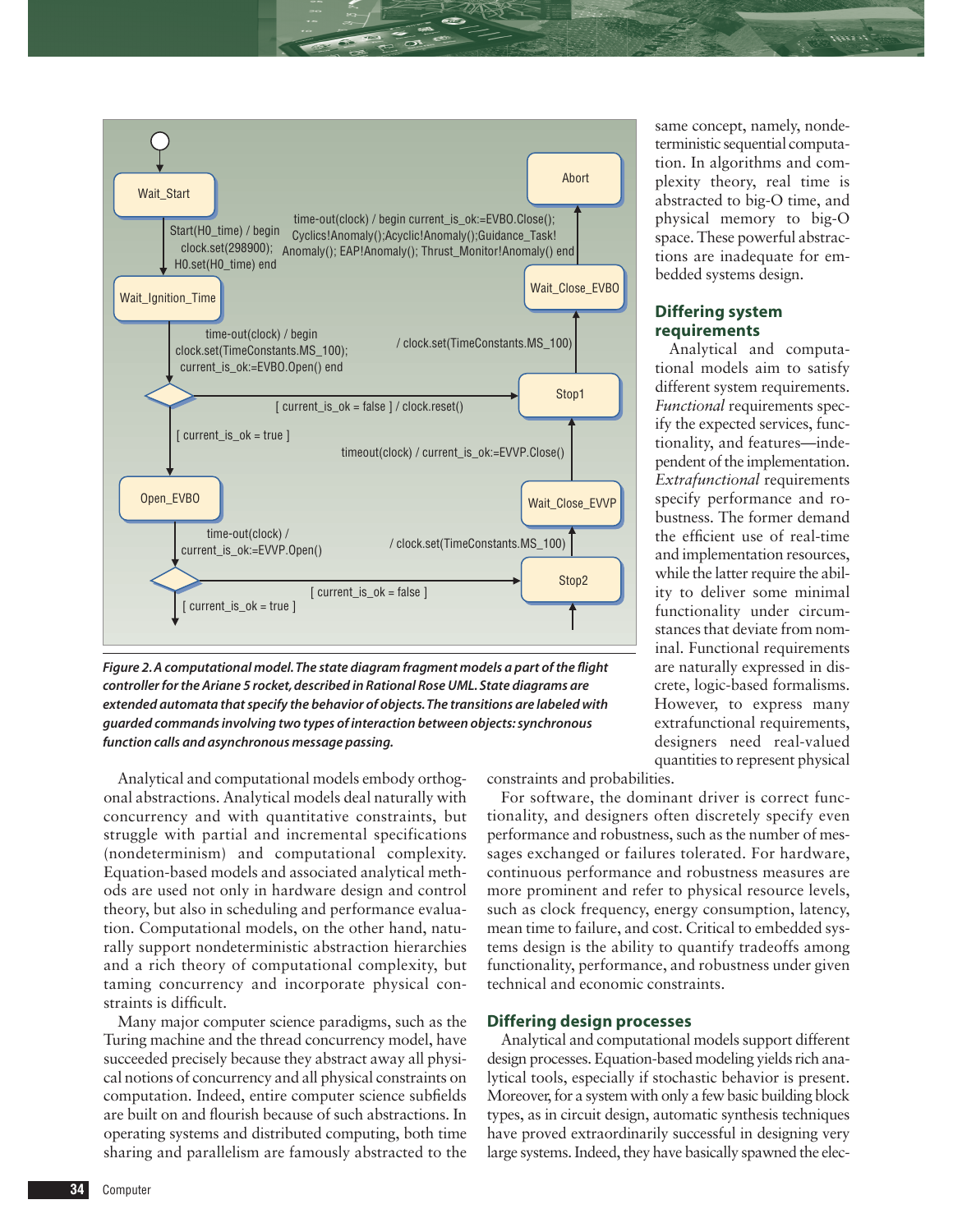Wait_Start

Start(H0_time) / begin clock.set(298900); H0.set(H0_time) end

Wait_Ignition_Time

time-out(clock) / begin clock.set(TimeConstants.MS_100); current_is_ok:=EVBO.Open() end

[ current_is_ok = false ] / clock.reset()

[ current_is_ok = true ]

Open_EVBO

time-out(clock) / current_is_ok:=EVVP.Open()

[ current_is_ok = false ]

[ current_is_ok = true ]

Abort

time-out(clock) / begin current_is_ok:=EVBO.Close(); Cyclics!Anomaly();Acyclic!Anomaly();Guidance_Task! Anomaly(); EAP!Anomaly(); Thrust_Monitor!Anomaly() end

Wait_Close_EVBO

/ clock.set(TimeConstants.MS_100)

Stop1

timeout(clock) / current_is_ok:=EVVP.Close()

Wait_Close_EVVP

/ clock.set(TimeConstants.MS_100)

Stop2

***Figure 2. A computational model. The state diagram fragment models a part of the flight controller for the Ariane 5 rocket, described in Rational Rose UML. State diagrams are extended automata that specify the behavior of objects. The transitions are labeled with guarded commands involving two types of interaction between objects: synchronous function calls and asynchronous message passing.***

Analytical and computational models embody orthogonal abstractions. Analytical models deal naturally with concurrency and with quantitative constraints, but struggle with partial and incremental specifications (nondeterminism) and computational complexity. Equation-based models and associated analytical methods are used not only in hardware design and control theory, but also in scheduling and performance evaluation. Computational models, on the other hand, naturally support nondeterministic abstraction hierarchies and a rich theory of computational complexity, but taming concurrency and incorporate physical constraints is difficult.

Many major computer science paradigms, such as the Turing machine and the thread concurrency model, have succeeded precisely because they abstract away all physical notions of concurrency and all physical constraints on computation. Indeed, entire computer science subfields are built on and flourish because of such abstractions. In operating systems and distributed computing, both time sharing and parallelism are famously abstracted to the same concept, namely, nondeterministic sequential computation. In algorithms and complexity theory, real time is abstracted to big-O time, and physical memory to big-O space. These powerful abstractions are inadequate for embedded systems design.

## Differing system requirements

Analytical and computational models aim to satisfy different system requirements. *Functional* requirements specify the expected services, functionality, and features—independent of the implementation. *Extrafunctional* requirements specify performance and robustness. The former demand the efficient use of real-time and implementation resources, while the latter require the ability to deliver some minimal functionality under circumstances that deviate from nominal. Functional requirements are naturally expressed in discrete, logic-based formalisms. However, to express many extrafunctional requirements, designers need real-valued quantities to represent physical constraints and probabilities.

For software, the dominant driver is correct functionality, and designers often discretely specify even performance and robustness, such as the number of messages exchanged or failures tolerated. For hardware, continuous performance and robustness measures are more prominent and refer to physical resource levels, such as clock frequency, energy consumption, latency, mean time to failure, and cost. Critical to embedded systems design is the ability to quantify tradeoffs among functionality, performance, and robustness under given technical and economic constraints.

## Differing design processes

Analytical and computational models support different design processes. Equation-based modeling yields rich analytical tools, especially if stochastic behavior is present. Moreover, for a system with only a few basic building block types, as in circuit design, automatic synthesis techniques have proved extraordinarily successful in designing very large systems. Indeed, they have basically spawned the elec-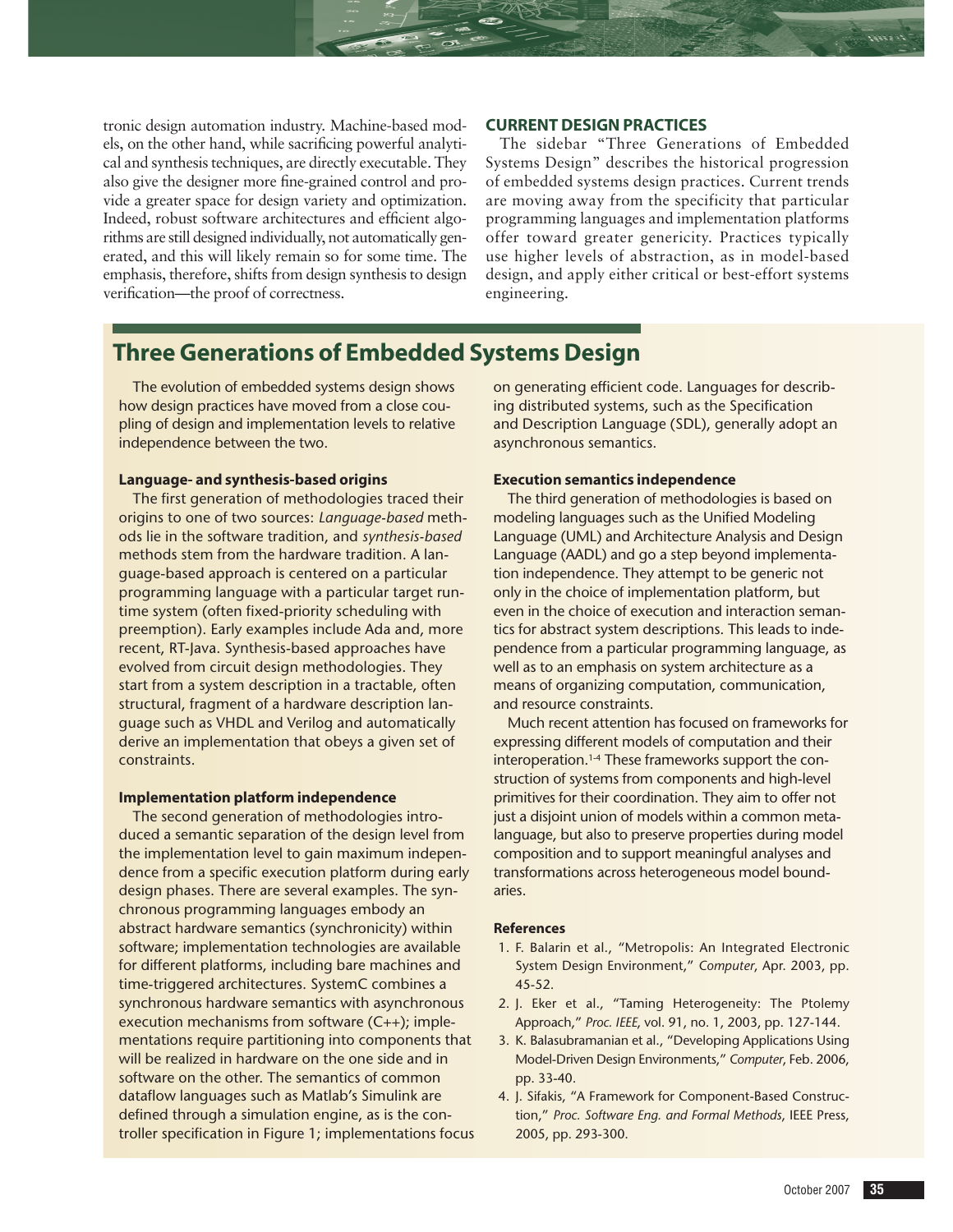tronic design automation industry. Machine-based models, on the other hand, while sacrificing powerful analytical and synthesis techniques, are directly executable. They also give the designer more fine-grained control and provide a greater space for design variety and optimization. Indeed, robust software architectures and efficient algorithms are still designed individually, not automatically generated, and this will likely remain so for some time. The emphasis, therefore, shifts from design synthesis to design verification—the proof of correctness.

## CURRENT DESIGN PRACTICES

The sidebar "Three Generations of Embedded Systems Design" describes the historical progression of embedded systems design practices. Current trends are moving away from the specificity that particular programming languages and implementation platforms offer toward greater genericity. Practices typically use higher levels of abstraction, as in model-based design, and apply either critical or best-effort systems engineering.

## Three Generations of Embedded Systems Design

The evolution of embedded systems design shows how design practices have moved from a close coupling of design and implementation levels to relative independence between the two.

### Language- and synthesis-based origins

The first generation of methodologies traced their origins to one of two sources: *Language-based* methods lie in the software tradition, and *synthesis-based* methods stem from the hardware tradition. A language-based approach is centered on a particular programming language with a particular target runtime system (often fixed-priority scheduling with preemption). Early examples include Ada and, more recent, RT-Java. Synthesis-based approaches have evolved from circuit design methodologies. They start from a system description in a tractable, often structural, fragment of a hardware description language such as VHDL and Verilog and automatically derive an implementation that obeys a given set of constraints.

### Implementation platform independence

The second generation of methodologies introduced a semantic separation of the design level from the implementation level to gain maximum independence from a specific execution platform during early design phases. There are several examples. The synchronous programming languages embody an abstract hardware semantics (synchronicity) within software; implementation technologies are available for different platforms, including bare machines and time-triggered architectures. SystemC combines a synchronous hardware semantics with asynchronous execution mechanisms from software (C++); implementations require partitioning into components that will be realized in hardware on the one side and in software on the other. The semantics of common dataflow languages such as Matlab's Simulink are defined through a simulation engine, as is the controller specification in Figure 1; implementations focus on generating efficient code. Languages for describing distributed systems, such as the Specification and Description Language (SDL), generally adopt an asynchronous semantics.

### Execution semantics independence

The third generation of methodologies is based on modeling languages such as the Unified Modeling Language (UML) and Architecture Analysis and Design Language (AADL) and go a step beyond implementation independence. They attempt to be generic not only in the choice of implementation platform, but even in the choice of execution and interaction semantics for abstract system descriptions. This leads to independence from a particular programming language, as well as to an emphasis on system architecture as a means of organizing computation, communication, and resource constraints.

Much recent attention has focused on frameworks for expressing different models of computation and their interoperation.[1-4] These frameworks support the construction of systems from components and high-level primitives for their coordination. They aim to offer not just a disjoint union of models within a common metalanguage, but also to preserve properties during model composition and to support meaningful analyses and transformations across heterogeneous model boundaries.

### References

1. F. Balarin et al., "Metropolis: An Integrated Electronic System Design Environment," *Computer*, Apr. 2003, pp. 45-52.
2. J. Eker et al., "Taming Heterogeneity: The Ptolemy Approach," *Proc. IEEE*, vol. 91, no. 1, 2003, pp. 127-144.
3. K. Balasubramanian et al., "Developing Applications Using Model-Driven Design Environments," *Computer*, Feb. 2006, pp. 33-40.
4. J. Sifakis, "A Framework for Component-Based Construction," *Proc. Software Eng. and Formal Methods*, IEEE Press, 2005, pp. 293-300.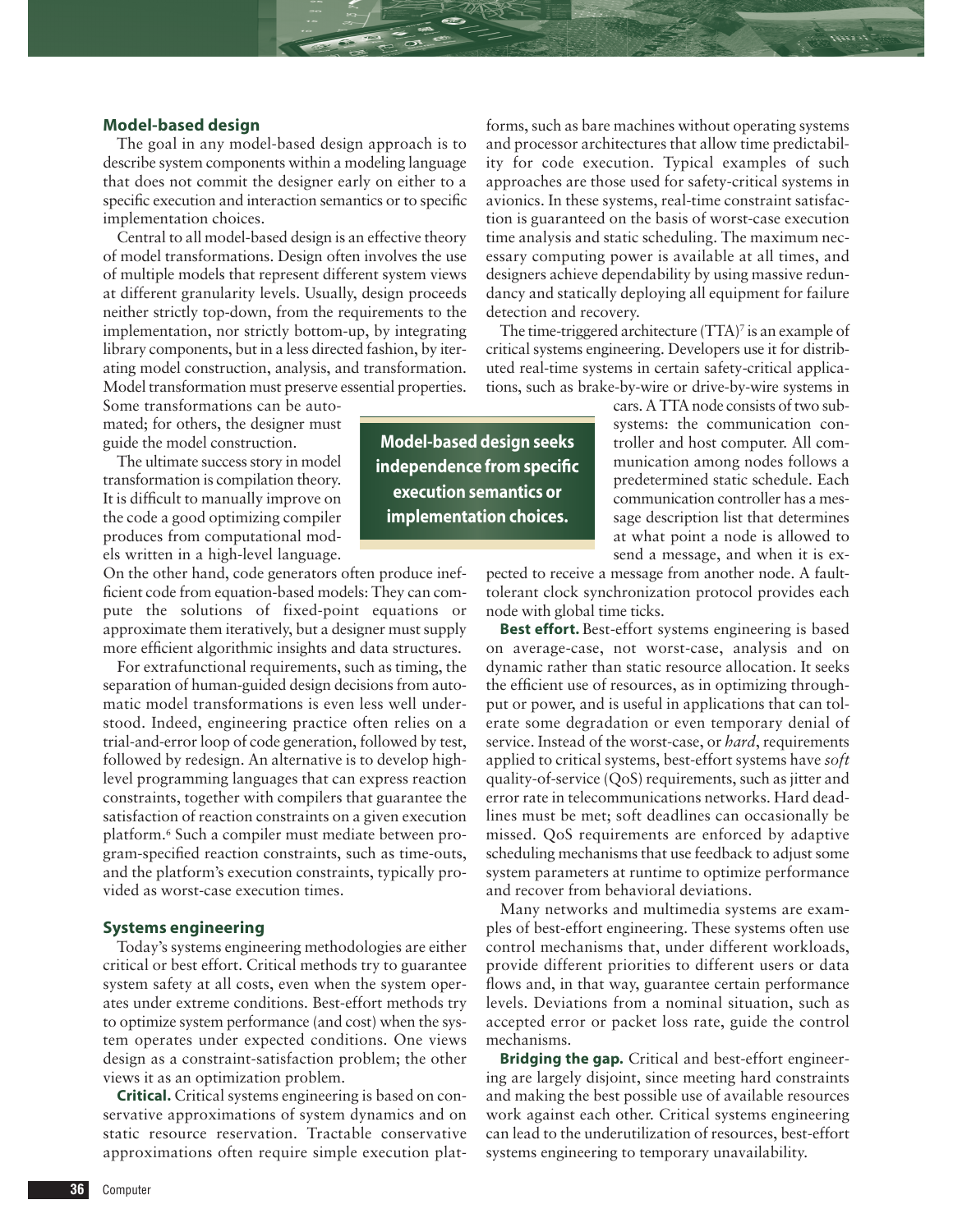## Model-based design

The goal in any model-based design approach is to describe system components within a modeling language that does not commit the designer early on either to a specific execution and interaction semantics or to specific implementation choices.

Central to all model-based design is an effective theory of model transformations. Design often involves the use of multiple models that represent different system views at different granularity levels. Usually, design proceeds neither strictly top-down, from the requirements to the implementation, nor strictly bottom-up, by integrating library components, but in a less directed fashion, by iterating model construction, analysis, and transformation. Model transformation must preserve essential properties. Some transformations can be automated; for others, the designer must guide the model construction.

> **Model-based design seeks independence from specific execution semantics or implementation choices.**

The ultimate success story in model transformation is compilation theory. It is difficult to manually improve on the code a good optimizing compiler produces from computational models written in a high-level language. On the other hand, code generators often produce inefficient code from equation-based models: They can compute the solutions of fixed-point equations or approximate them iteratively, but a designer must supply more efficient algorithmic insights and data structures.

For extrafunctional requirements, such as timing, the separation of human-guided design decisions from automatic model transformations is even less well understood. Indeed, engineering practice often relies on a trial-and-error loop of code generation, followed by test, followed by redesign. An alternative is to develop high-level programming languages that can express reaction constraints, together with compilers that guarantee the satisfaction of reaction constraints on a given execution platform.[6] Such a compiler must mediate between program-specified reaction constraints, such as time-outs, and the platform's execution constraints, typically provided as worst-case execution times.

## Systems engineering

Today's systems engineering methodologies are either critical or best effort. Critical methods try to guarantee system safety at all costs, even when the system operates under extreme conditions. Best-effort methods try to optimize system performance (and cost) when the system operates under expected conditions. One views design as a constraint-satisfaction problem; the other views it as an optimization problem.

**Critical.** Critical systems engineering is based on conservative approximations of system dynamics and on static resource reservation. Tractable conservative approximations often require simple execution platforms, such as bare machines without operating systems and processor architectures that allow time predictability for code execution. Typical examples of such approaches are those used for safety-critical systems in avionics. In these systems, real-time constraint satisfaction is guaranteed on the basis of worst-case execution time analysis and static scheduling. The maximum necessary computing power is available at all times, and designers achieve dependability by using massive redundancy and statically deploying all equipment for failure detection and recovery.

The time-triggered architecture (TTA)[7] is an example of critical systems engineering. Developers use it for distributed real-time systems in certain safety-critical applications, such as brake-by-wire or drive-by-wire systems in cars. A TTA node consists of two subsystems: the communication controller and host computer. All communication among nodes follows a predetermined static schedule. Each communication controller has a message description list that determines at what point a node is allowed to send a message, and when it is expected to receive a message from another node. A fault-tolerant clock synchronization protocol provides each node with global time ticks.

**Best effort.** Best-effort systems engineering is based on average-case, not worst-case, analysis and on dynamic rather than static resource allocation. It seeks the efficient use of resources, as in optimizing throughput or power, and is useful in applications that can tolerate some degradation or even temporary denial of service. Instead of the worst-case, or *hard*, requirements applied to critical systems, best-effort systems have *soft* quality-of-service (QoS) requirements, such as jitter and error rate in telecommunications networks. Hard deadlines must be met; soft deadlines can occasionally be missed. QoS requirements are enforced by adaptive scheduling mechanisms that use feedback to adjust some system parameters at runtime to optimize performance and recover from behavioral deviations.

Many networks and multimedia systems are examples of best-effort engineering. These systems often use control mechanisms that, under different workloads, provide different priorities to different users or data flows and, in that way, guarantee certain performance levels. Deviations from a nominal situation, such as accepted error or packet loss rate, guide the control mechanisms.

**Bridging the gap.** Critical and best-effort engineering are largely disjoint, since meeting hard constraints and making the best possible use of available resources work against each other. Critical systems engineering can lead to the underutilization of resources, best-effort systems engineering to temporary unavailability.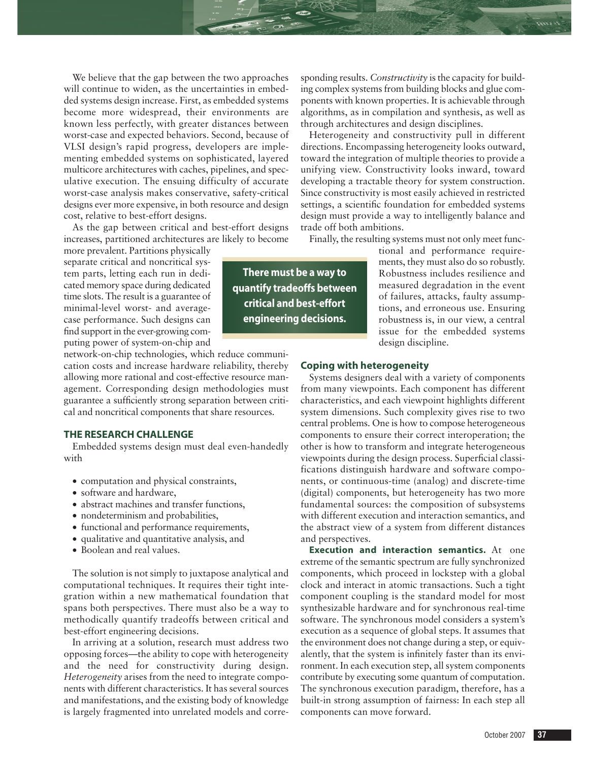We believe that the gap between the two approaches will continue to widen, as the uncertainties in embedded systems design increase. First, as embedded systems become more widespread, their environments are known less perfectly, with greater distances between worst-case and expected behaviors. Second, because of VLSI design's rapid progress, developers are implementing embedded systems on sophisticated, layered multicore architectures with caches, pipelines, and speculative execution. The ensuing difficulty of accurate worst-case analysis makes conservative, safety-critical designs ever more expensive, in both resource and design cost, relative to best-effort designs.

As the gap between critical and best-effort designs increases, partitioned architectures are likely to become more prevalent. Partitions physically separate critical and noncritical system parts, letting each run in dedicated memory space during dedicated time slots. The result is a guarantee of minimal-level worst- and average-case performance. Such designs can find support in the ever-growing computing power of system-on-chip and network-on-chip technologies, which reduce communication costs and increase hardware reliability, thereby allowing more rational and cost-effective resource management. Corresponding design methodologies must guarantee a sufficiently strong separation between critical and noncritical components that share resources.

> **There must be a way to quantify tradeoffs between critical and best-effort engineering decisions.**

## THE RESEARCH CHALLENGE

Embedded systems design must deal even-handedly with

- computation and physical constraints,
- software and hardware,
- abstract machines and transfer functions,
- nondeterminism and probabilities,
- functional and performance requirements,
- qualitative and quantitative analysis, and
- Boolean and real values.

The solution is not simply to juxtapose analytical and computational techniques. It requires their tight integration within a new mathematical foundation that spans both perspectives. There must also be a way to methodically quantify tradeoffs between critical and best-effort engineering decisions.

In arriving at a solution, research must address two opposing forces—the ability to cope with heterogeneity and the need for constructivity during design. *Heterogeneity* arises from the need to integrate components with different characteristics. It has several sources and manifestations, and the existing body of knowledge is largely fragmented into unrelated models and corresponding results. *Constructivity* is the capacity for building complex systems from building blocks and glue components with known properties. It is achievable through algorithms, as in compilation and synthesis, as well as through architectures and design disciplines.

Heterogeneity and constructivity pull in different directions. Encompassing heterogeneity looks outward, toward the integration of multiple theories to provide a unifying view. Constructivity looks inward, toward developing a tractable theory for system construction. Since constructivity is most easily achieved in restricted settings, a scientific foundation for embedded systems design must provide a way to intelligently balance and trade off both ambitions.

Finally, the resulting systems must not only meet functional and performance requirements, they must also do so robustly. Robustness includes resilience and measured degradation in the event of failures, attacks, faulty assumptions, and erroneous use. Ensuring robustness is, in our view, a central issue for the embedded systems design discipline.

### Coping with heterogeneity

Systems designers deal with a variety of components from many viewpoints. Each component has different characteristics, and each viewpoint highlights different system dimensions. Such complexity gives rise to two central problems. One is how to compose heterogeneous components to ensure their correct interoperation; the other is how to transform and integrate heterogeneous viewpoints during the design process. Superficial classifications distinguish hardware and software components, or continuous-time (analog) and discrete-time (digital) components, but heterogeneity has two more fundamental sources: the composition of subsystems with different execution and interaction semantics, and the abstract view of a system from different distances and perspectives.

**Execution and interaction semantics.** At one extreme of the semantic spectrum are fully synchronized components, which proceed in lockstep with a global clock and interact in atomic transactions. Such a tight component coupling is the standard model for most synthesizable hardware and for synchronous real-time software. The synchronous model considers a system's execution as a sequence of global steps. It assumes that the environment does not change during a step, or equivalently, that the system is infinitely faster than its environment. In each execution step, all system components contribute by executing some quantum of computation. The synchronous execution paradigm, therefore, has a built-in strong assumption of fairness: In each step all components can move forward.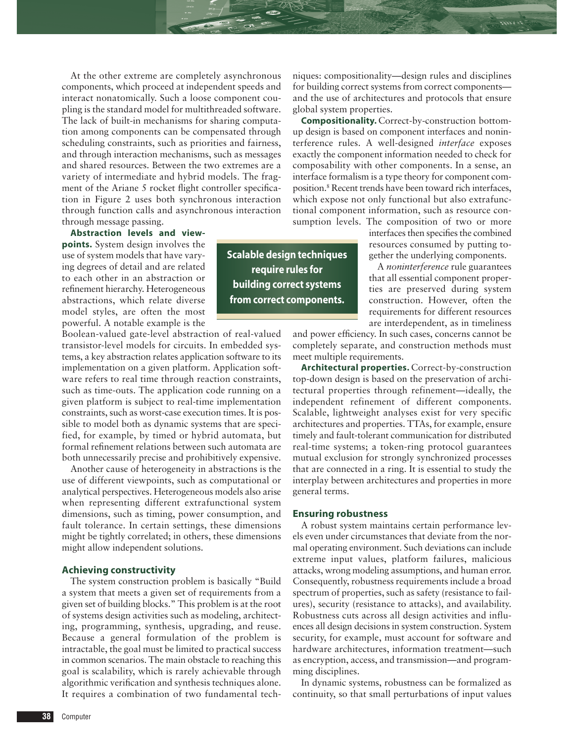At the other extreme are completely asynchronous components, which proceed at independent speeds and interact nonatomically. Such a loose component coupling is the standard model for multithreaded software. The lack of built-in mechanisms for sharing computation among components can be compensated through scheduling constraints, such as priorities and fairness, and through interaction mechanisms, such as messages and shared resources. Between the two extremes are a variety of intermediate and hybrid models. The fragment of the Ariane 5 rocket flight controller specification in Figure 2 uses both synchronous interaction through function calls and asynchronous interaction through message passing.

**Abstraction levels and viewpoints.** System design involves the use of system models that have varying degrees of detail and are related to each other in an abstraction or refinement hierarchy. Heterogeneous abstractions, which relate diverse model styles, are often the most powerful. A notable example is the Boolean-valued gate-level abstraction of real-valued transistor-level models for circuits. In embedded systems, a key abstraction relates application software to its implementation on a given platform. Application software refers to real time through reaction constraints, such as time-outs. The application code running on a given platform is subject to real-time implementation constraints, such as worst-case execution times. It is possible to model both as dynamic systems that are specified, for example, by timed or hybrid automata, but formal refinement relations between such automata are both unnecessarily precise and prohibitively expensive.

Another cause of heterogeneity in abstractions is the use of different viewpoints, such as computational or analytical perspectives. Heterogeneous models also arise when representing different extrafunctional system dimensions, such as timing, power consumption, and fault tolerance. In certain settings, these dimensions might be tightly correlated; in others, these dimensions might allow independent solutions.

### Achieving constructivity

The system construction problem is basically "Build a system that meets a given set of requirements from a given set of building blocks." This problem is at the root of systems design activities such as modeling, architecting, programming, synthesis, upgrading, and reuse. Because a general formulation of the problem is intractable, the goal must be limited to practical success in common scenarios. The main obstacle to reaching this goal is scalability, which is rarely achievable through algorithmic verification and synthesis techniques alone. It requires a combination of two fundamental techniques: compositionality—design rules and disciplines for building correct systems from correct components—and the use of architectures and protocols that ensure global system properties.

**Scalable design techniques require rules for building correct systems from correct components.**

**Compositionality.** Correct-by-construction bottom-up design is based on component interfaces and noninterference rules. A well-designed *interface* exposes exactly the component information needed to check for composability with other components. In a sense, an interface formalism is a type theory for component composition.[8] Recent trends have been toward rich interfaces, which expose not only functional but also extrafunctional component information, such as resource consumption levels. The composition of two or more interfaces then specifies the combined resources consumed by putting together the underlying components.

A *noninterference* rule guarantees that all essential component properties are preserved during system construction. However, often the requirements for different resources are interdependent, as in timeliness and power efficiency. In such cases, concerns cannot be completely separate, and construction methods must meet multiple requirements.

**Architectural properties.** Correct-by-construction top-down design is based on the preservation of architectural properties through refinement—ideally, the independent refinement of different components. Scalable, lightweight analyses exist for very specific architectures and properties. TTAs, for example, ensure timely and fault-tolerant communication for distributed real-time systems; a token-ring protocol guarantees mutual exclusion for strongly synchronized processes that are connected in a ring. It is essential to study the interplay between architectures and properties in more general terms.

### Ensuring robustness

A robust system maintains certain performance levels even under circumstances that deviate from the normal operating environment. Such deviations can include extreme input values, platform failures, malicious attacks, wrong modeling assumptions, and human error. Consequently, robustness requirements include a broad spectrum of properties, such as safety (resistance to failures), security (resistance to attacks), and availability. Robustness cuts across all design activities and influences all design decisions in system construction. System security, for example, must account for software and hardware architectures, information treatment—such as encryption, access, and transmission—and programming disciplines.

In dynamic systems, robustness can be formalized as continuity, so that small perturbations of input values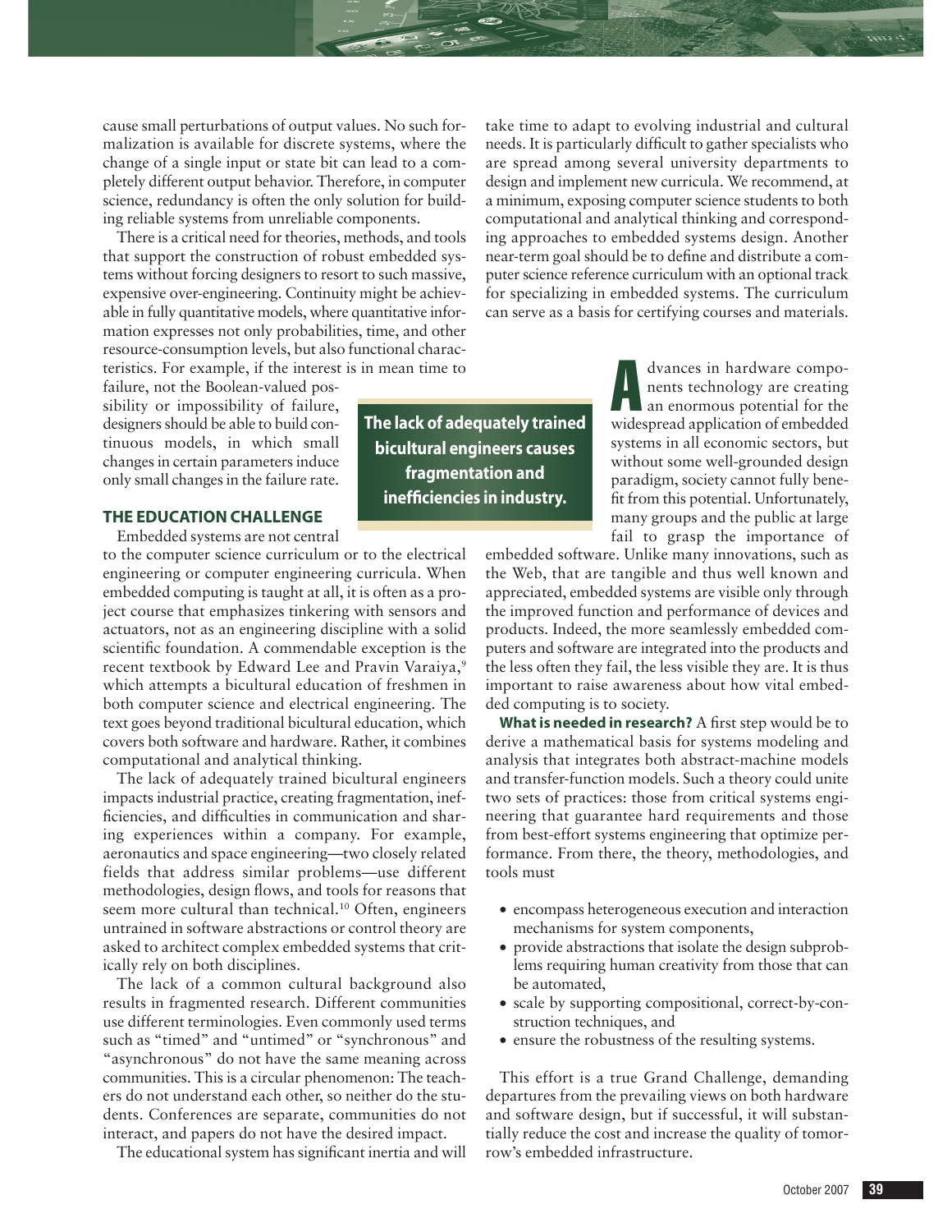cause small perturbations of output values. No such formalization is available for discrete systems, where the change of a single input or state bit can lead to a completely different output behavior. Therefore, in computer science, redundancy is often the only solution for building reliable systems from unreliable components.

There is a critical need for theories, methods, and tools that support the construction of robust embedded systems without forcing designers to resort to such massive, expensive over-engineering. Continuity might be achievable in fully quantitative models, where quantitative information expresses not only probabilities, time, and other resource-consumption levels, but also functional characteristics. For example, if the interest is in mean time to failure, not the Boolean-valued possibility or impossibility of failure, designers should be able to build continuous models, in which small changes in certain parameters induce only small changes in the failure rate.

## THE EDUCATION CHALLENGE

Embedded systems are not central to the computer science curriculum or to the electrical engineering or computer engineering curricula. When embedded computing is taught at all, it is often as a project course that emphasizes tinkering with sensors and actuators, not as an engineering discipline with a solid scientific foundation. A commendable exception is the recent textbook by Edward Lee and Pravin Varaiya,[9] which attempts a bicultural education of freshmen in both computer science and electrical engineering. The text goes beyond traditional bicultural education, which covers both software and hardware. Rather, it combines computational and analytical thinking.

The lack of adequately trained bicultural engineers impacts industrial practice, creating fragmentation, inefficiencies, and difficulties in communication and sharing experiences within a company. For example, aeronautics and space engineering—two closely related fields that address similar problems—use different methodologies, design flows, and tools for reasons that seem more cultural than technical.[10] Often, engineers untrained in software abstractions or control theory are asked to architect complex embedded systems that critically rely on both disciplines.

The lack of a common cultural background also results in fragmented research. Different communities use different terminologies. Even commonly used terms such as "timed" and "untimed" or "synchronous" and "asynchronous" do not have the same meaning across communities. This is a circular phenomenon: The teachers do not understand each other, so neither do the students. Conferences are separate, communities do not interact, and papers do not have the desired impact.

The educational system has significant inertia and will take time to adapt to evolving industrial and cultural needs. It is particularly difficult to gather specialists who are spread among several university departments to design and implement new curricula. We recommend, at a minimum, exposing computer science students to both computational and analytical thinking and corresponding approaches to embedded systems design. Another near-term goal should be to define and distribute a computer science reference curriculum with an optional track for specializing in embedded systems. The curriculum can serve as a basis for certifying courses and materials.

**The lack of adequately trained bicultural engineers causes fragmentation and inefficiencies in industry.**

Advances in hardware components technology are creating an enormous potential for the widespread application of embedded systems in all economic sectors, but without some well-grounded design paradigm, society cannot fully benefit from this potential. Unfortunately, many groups and the public at large fail to grasp the importance of embedded software. Unlike many innovations, such as the Web, that are tangible and thus well known and appreciated, embedded systems are visible only through the improved function and performance of devices and products. Indeed, the more seamlessly embedded computers and software are integrated into the products and the less often they fail, the less visible they are. It is thus important to raise awareness about how vital embedded computing is to society.

**What is needed in research?** A first step would be to derive a mathematical basis for systems modeling and analysis that integrates both abstract-machine models and transfer-function models. Such a theory could unite two sets of practices: those from critical systems engineering that guarantee hard requirements and those from best-effort systems engineering that optimize performance. From there, the theory, methodologies, and tools must

- encompass heterogeneous execution and interaction mechanisms for system components,
- provide abstractions that isolate the design subproblems requiring human creativity from those that can be automated,
- scale by supporting compositional, correct-by-construction techniques, and
- ensure the robustness of the resulting systems.

This effort is a true Grand Challenge, demanding departures from the prevailing views on both hardware and software design, but if successful, it will substantially reduce the cost and increase the quality of tomorrow's embedded infrastructure.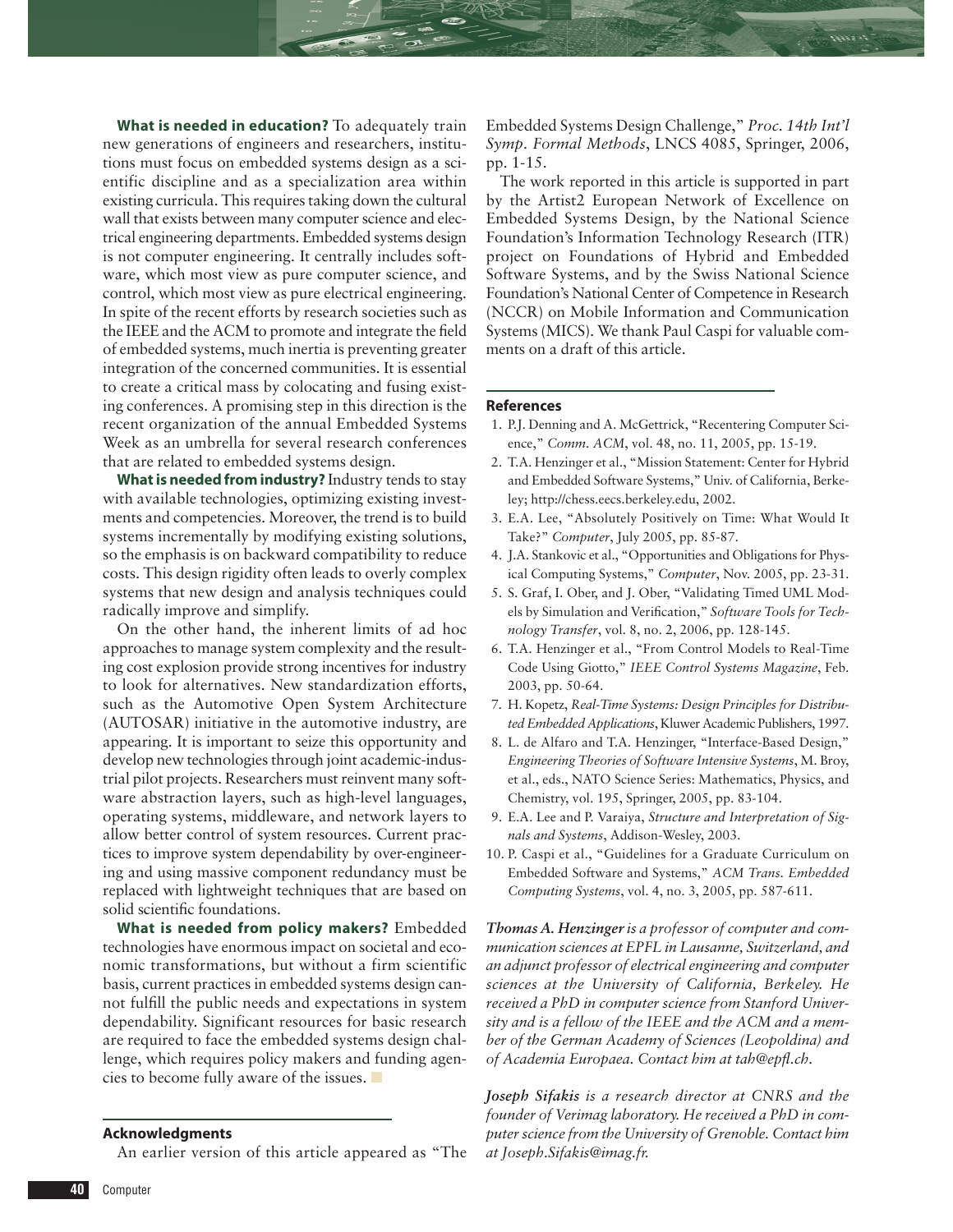**What is needed in education?** To adequately train new generations of engineers and researchers, institutions must focus on embedded systems design as a scientific discipline and as a specialization area within existing curricula. This requires taking down the cultural wall that exists between many computer science and electrical engineering departments. Embedded systems design is not computer engineering. It centrally includes software, which most view as pure computer science, and control, which most view as pure electrical engineering. In spite of the recent efforts by research societies such as the IEEE and the ACM to promote and integrate the field of embedded systems, much inertia is preventing greater integration of the concerned communities. It is essential to create a critical mass by colocating and fusing existing conferences. A promising step in this direction is the recent organization of the annual Embedded Systems Week as an umbrella for several research conferences that are related to embedded systems design.

**What is needed from industry?** Industry tends to stay with available technologies, optimizing existing investments and competencies. Moreover, the trend is to build systems incrementally by modifying existing solutions, so the emphasis is on backward compatibility to reduce costs. This design rigidity often leads to overly complex systems that new design and analysis techniques could radically improve and simplify.

On the other hand, the inherent limits of ad hoc approaches to manage system complexity and the resulting cost explosion provide strong incentives for industry to look for alternatives. New standardization efforts, such as the Automotive Open System Architecture (AUTOSAR) initiative in the automotive industry, are appearing. It is important to seize this opportunity and develop new technologies through joint academic-industrial pilot projects. Researchers must reinvent many software abstraction layers, such as high-level languages, operating systems, middleware, and network layers to allow better control of system resources. Current practices to improve system dependability by over-engineering and using massive component redundancy must be replaced with lightweight techniques that are based on solid scientific foundations.

**What is needed from policy makers?** Embedded technologies have enormous impact on societal and economic transformations, but without a firm scientific basis, current practices in embedded systems design cannot fulfill the public needs and expectations in system dependability. Significant resources for basic research are required to face the embedded systems design challenge, which requires policy makers and funding agencies to become fully aware of the issues. ■

## Acknowledgments

An earlier version of this article appeared as "The Embedded Systems Design Challenge," *Proc. 14th Int'l Symp. Formal Methods*, LNCS 4085, Springer, 2006, pp. 1-15.

The work reported in this article is supported in part by the Artist2 European Network of Excellence on Embedded Systems Design, by the National Science Foundation's Information Technology Research (ITR) project on Foundations of Hybrid and Embedded Software Systems, and by the Swiss National Science Foundation's National Center of Competence in Research (NCCR) on Mobile Information and Communication Systems (MICS). We thank Paul Caspi for valuable comments on a draft of this article.

## References

1. P.J. Denning and A. McGettrick, "Recentering Computer Science," *Comm. ACM*, vol. 48, no. 11, 2005, pp. 15-19.
2. T.A. Henzinger et al., "Mission Statement: Center for Hybrid and Embedded Software Systems," Univ. of California, Berkeley; http://chess.eecs.berkeley.edu, 2002.
3. E.A. Lee, "Absolutely Positively on Time: What Would It Take?" *Computer*, July 2005, pp. 85-87.
4. J.A. Stankovic et al., "Opportunities and Obligations for Physical Computing Systems," *Computer*, Nov. 2005, pp. 23-31.
5. S. Graf, I. Ober, and J. Ober, "Validating Timed UML Models by Simulation and Verification," *Software Tools for Technology Transfer*, vol. 8, no. 2, 2006, pp. 128-145.
6. T.A. Henzinger et al., "From Control Models to Real-Time Code Using Giotto," *IEEE Control Systems Magazine*, Feb. 2003, pp. 50-64.
7. H. Kopetz, *Real-Time Systems: Design Principles for Distributed Embedded Applications*, Kluwer Academic Publishers, 1997.
8. L. de Alfaro and T.A. Henzinger, "Interface-Based Design," *Engineering Theories of Software Intensive Systems*, M. Broy, et al., eds., NATO Science Series: Mathematics, Physics, and Chemistry, vol. 195, Springer, 2005, pp. 83-104.
9. E.A. Lee and P. Varaiya, *Structure and Interpretation of Signals and Systems*, Addison-Wesley, 2003.
10. P. Caspi et al., "Guidelines for a Graduate Curriculum on Embedded Software and Systems," *ACM Trans. Embedded Computing Systems*, vol. 4, no. 3, 2005, pp. 587-611.

***Thomas A. Henzinger** is a professor of computer and communication sciences at EPFL in Lausanne, Switzerland, and an adjunct professor of electrical engineering and computer sciences at the University of California, Berkeley. He received a PhD in computer science from Stanford University and is a fellow of the IEEE and the ACM and a member of the German Academy of Sciences (Leopoldina) and of Academia Europaea. Contact him at tah@epfl.ch.*

***Joseph Sifakis** is a research director at CNRS and the founder of Verimag laboratory. He received a PhD in computer science from the University of Grenoble. Contact him at Joseph.Sifakis@imag.fr.*